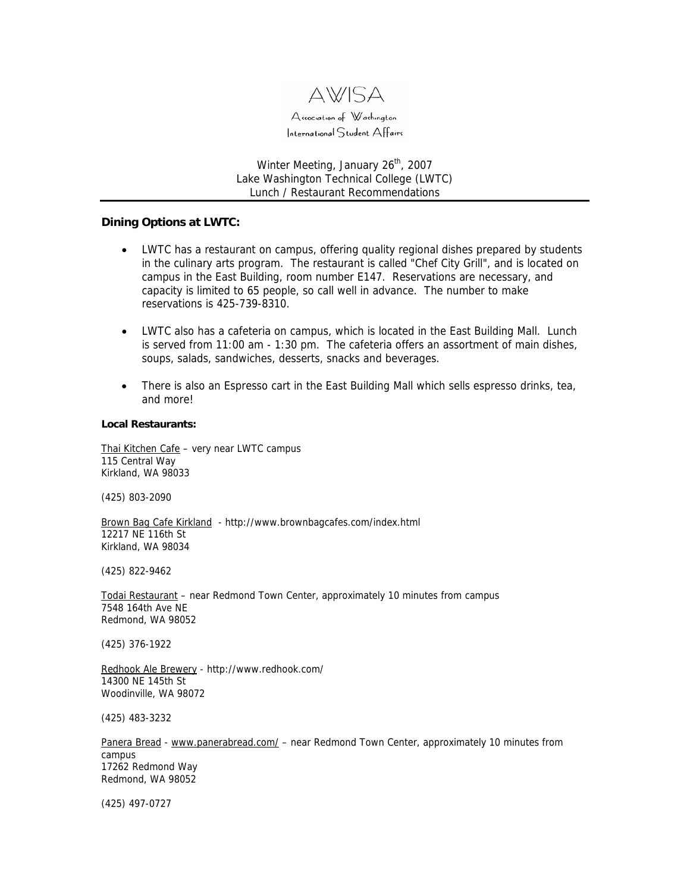AWISA

Association of Washington International Student Affairs

Winter Meeting, January 26th, 2007
Lake Washington Technical College (LWTC)
Lunch / Restaurant Recommendations

---

### Dining Options at LWTC:

- LWTC has a restaurant on campus, offering quality regional dishes prepared by students in the culinary arts program. The restaurant is called "Chef City Grill", and is located on campus in the East Building, room number E147. Reservations are necessary, and capacity is limited to 65 people, so call well in advance. The number to make reservations is 425-739-8310.

- LWTC also has a cafeteria on campus, which is located in the East Building Mall. Lunch is served from 11:00 am - 1:30 pm. The cafeteria offers an assortment of main dishes, soups, salads, sandwiches, desserts, snacks and beverages.

- There is also an Espresso cart in the East Building Mall which sells espresso drinks, tea, and more!

**Local Restaurants:**

Thai Kitchen Cafe – very near LWTC campus
115 Central Way
Kirkland, WA 98033

(425) 803-2090

Brown Bag Cafe Kirkland - http://www.brownbagcafes.com/index.html
12217 NE 116th St
Kirkland, WA 98034

(425) 822-9462

Todai Restaurant – near Redmond Town Center, approximately 10 minutes from campus
7548 164th Ave NE
Redmond, WA 98052

(425) 376-1922

Redhook Ale Brewery - http://www.redhook.com/
14300 NE 145th St
Woodinville, WA 98072

(425) 483-3232

Panera Bread - www.panerabread.com/ – near Redmond Town Center, approximately 10 minutes from campus
17262 Redmond Way
Redmond, WA 98052

(425) 497-0727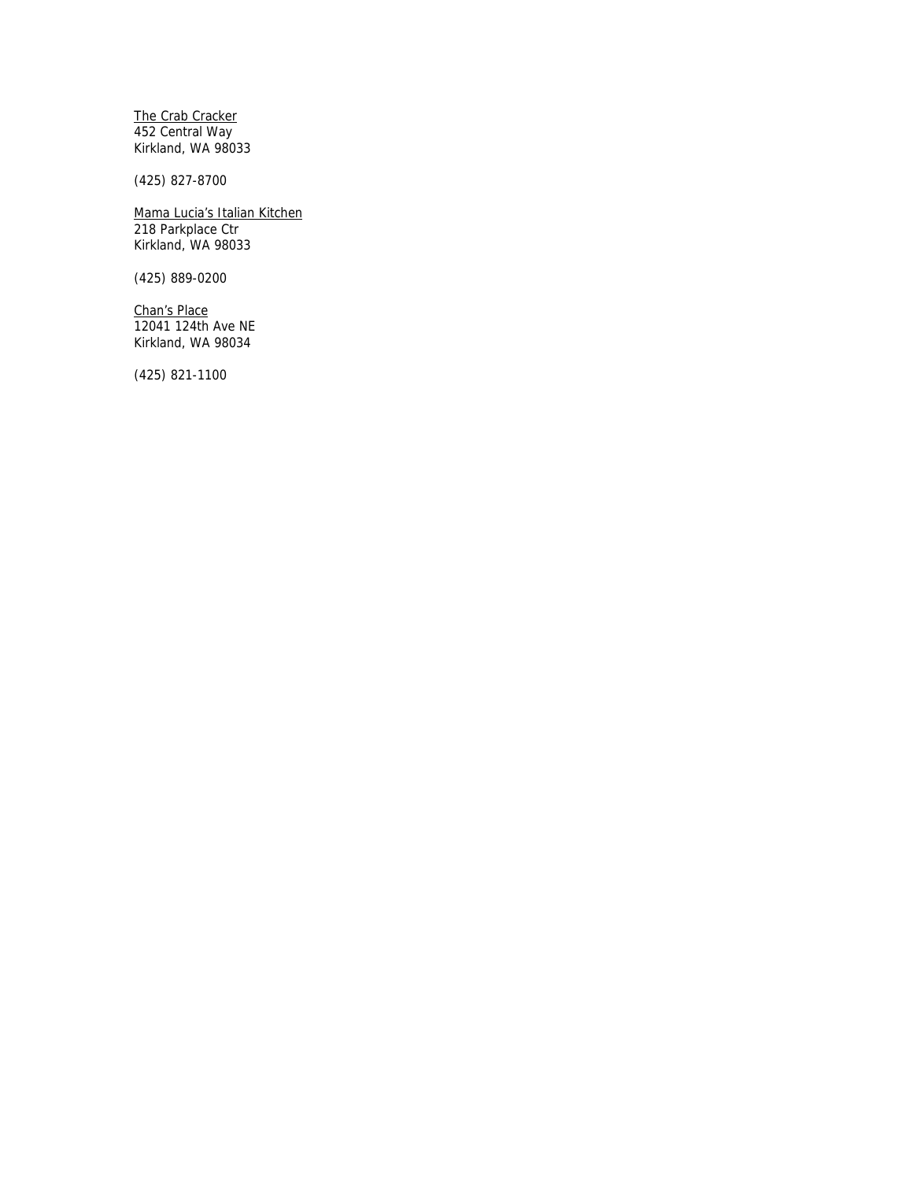<u>The Crab Cracker</u>
452 Central Way
Kirkland, WA 98033

(425) 827-8700

<u>Mama Lucia's Italian Kitchen</u>
218 Parkplace Ctr
Kirkland, WA 98033

(425) 889-0200

<u>Chan's Place</u>
12041 124th Ave NE
Kirkland, WA 98034

(425) 821-1100